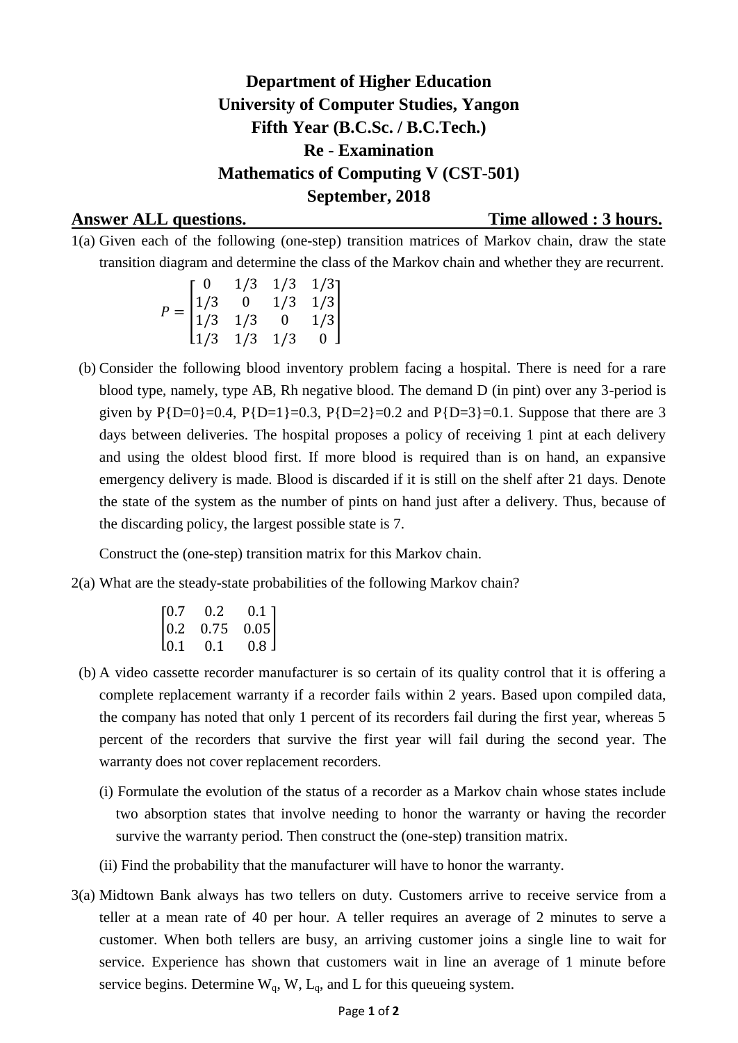**Department of Higher Education**
**University of Computer Studies, Yangon**
**Fifth Year (B.C.Sc. / B.C.Tech.)**
**Re - Examination**
**Mathematics of Computing V (CST-501)**
**September, 2018**

**Answer ALL questions.** **Time allowed : 3 hours.**

1(a) Given each of the following (one-step) transition matrices of Markov chain, draw the state transition diagram and determine the class of the Markov chain and whether they are recurrent.

$$P = \begin{bmatrix} 0 & 1/3 & 1/3 & 1/3 \\ 1/3 & 0 & 1/3 & 1/3 \\ 1/3 & 1/3 & 0 & 1/3 \\ 1/3 & 1/3 & 1/3 & 0 \end{bmatrix}$$

(b) Consider the following blood inventory problem facing a hospital. There is need for a rare blood type, namely, type AB, Rh negative blood. The demand D (in pint) over any 3-period is given by P{D=0}=0.4, P{D=1}=0.3, P{D=2}=0.2 and P{D=3}=0.1. Suppose that there are 3 days between deliveries. The hospital proposes a policy of receiving 1 pint at each delivery and using the oldest blood first. If more blood is required than is on hand, an expansive emergency delivery is made. Blood is discarded if it is still on the shelf after 21 days. Denote the state of the system as the number of pints on hand just after a delivery. Thus, because of the discarding policy, the largest possible state is 7.

Construct the (one-step) transition matrix for this Markov chain.

2(a) What are the steady-state probabilities of the following Markov chain?

$$\begin{bmatrix} 0.7 & 0.2 & 0.1 \\ 0.2 & 0.75 & 0.05 \\ 0.1 & 0.1 & 0.8 \end{bmatrix}$$

(b) A video cassette recorder manufacturer is so certain of its quality control that it is offering a complete replacement warranty if a recorder fails within 2 years. Based upon compiled data, the company has noted that only 1 percent of its recorders fail during the first year, whereas 5 percent of the recorders that survive the first year will fail during the second year. The warranty does not cover replacement recorders.

(i) Formulate the evolution of the status of a recorder as a Markov chain whose states include two absorption states that involve needing to honor the warranty or having the recorder survive the warranty period. Then construct the (one-step) transition matrix.

(ii) Find the probability that the manufacturer will have to honor the warranty.

3(a) Midtown Bank always has two tellers on duty. Customers arrive to receive service from a teller at a mean rate of 40 per hour. A teller requires an average of 2 minutes to serve a customer. When both tellers are busy, an arriving customer joins a single line to wait for service. Experience has shown that customers wait in line an average of 1 minute before service begins. Determine $W_q$, $W$, $L_q$, and $L$ for this queueing system.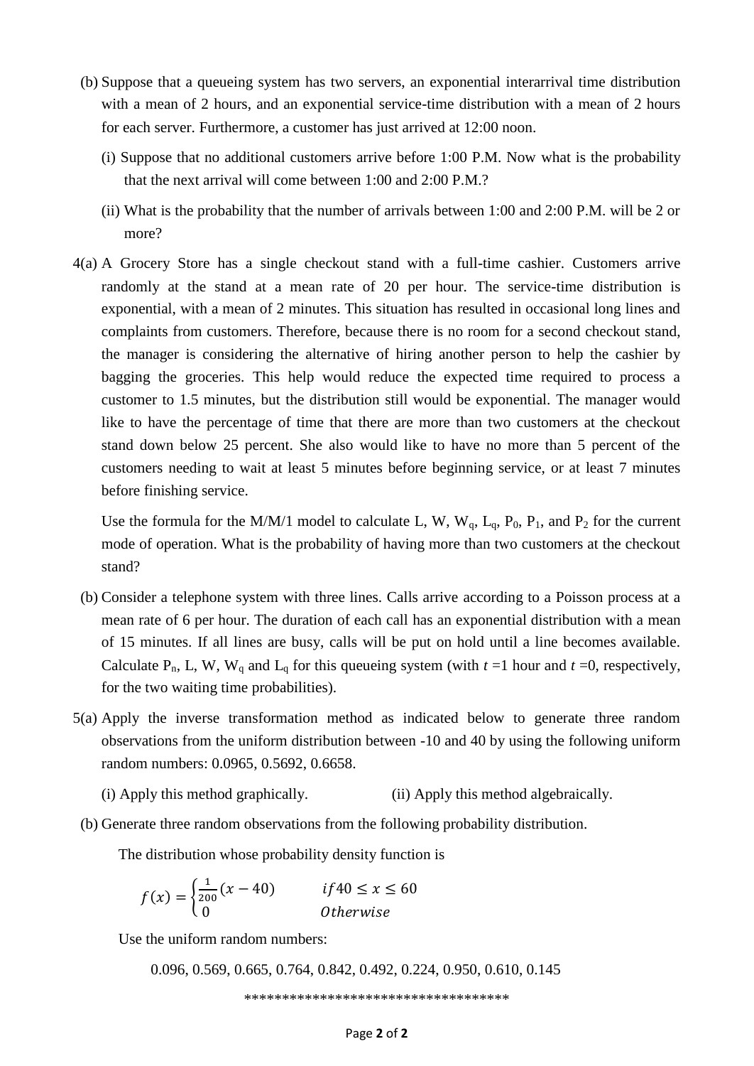(b) Suppose that a queueing system has two servers, an exponential interarrival time distribution with a mean of 2 hours, and an exponential service-time distribution with a mean of 2 hours for each server. Furthermore, a customer has just arrived at 12:00 noon.

(i) Suppose that no additional customers arrive before 1:00 P.M. Now what is the probability that the next arrival will come between 1:00 and 2:00 P.M.?

(ii) What is the probability that the number of arrivals between 1:00 and 2:00 P.M. will be 2 or more?

4(a) A Grocery Store has a single checkout stand with a full-time cashier. Customers arrive randomly at the stand at a mean rate of 20 per hour. The service-time distribution is exponential, with a mean of 2 minutes. This situation has resulted in occasional long lines and complaints from customers. Therefore, because there is no room for a second checkout stand, the manager is considering the alternative of hiring another person to help the cashier by bagging the groceries. This help would reduce the expected time required to process a customer to 1.5 minutes, but the distribution still would be exponential. The manager would like to have the percentage of time that there are more than two customers at the checkout stand down below 25 percent. She also would like to have no more than 5 percent of the customers needing to wait at least 5 minutes before beginning service, or at least 7 minutes before finishing service.

Use the formula for the M/M/1 model to calculate L, W, $W_q$, $L_q$, $P_0$, $P_1$, and $P_2$ for the current mode of operation. What is the probability of having more than two customers at the checkout stand?

(b) Consider a telephone system with three lines. Calls arrive according to a Poisson process at a mean rate of 6 per hour. The duration of each call has an exponential distribution with a mean of 15 minutes. If all lines are busy, calls will be put on hold until a line becomes available. Calculate $P_n$, L, W, $W_q$ and $L_q$ for this queueing system (with $t$ =1 hour and $t$ =0, respectively, for the two waiting time probabilities).

5(a) Apply the inverse transformation method as indicated below to generate three random observations from the uniform distribution between -10 and 40 by using the following uniform random numbers: 0.0965, 0.5692, 0.6658.

(i) Apply this method graphically. (ii) Apply this method algebraically.

(b) Generate three random observations from the following probability distribution.

The distribution whose probability density function is

$$f(x) = \begin{cases} \frac{1}{200}(x-40) & if\, 40 \le x \le 60 \\ 0 & Otherwise \end{cases}$$

Use the uniform random numbers:

0.096, 0.569, 0.665, 0.764, 0.842, 0.492, 0.224, 0.950, 0.610, 0.145

\*\*\*\*\*\*\*\*\*\*\*\*\*\*\*\*\*\*\*\*\*\*\*\*\*\*\*\*\*\*\*\*\*\*\*